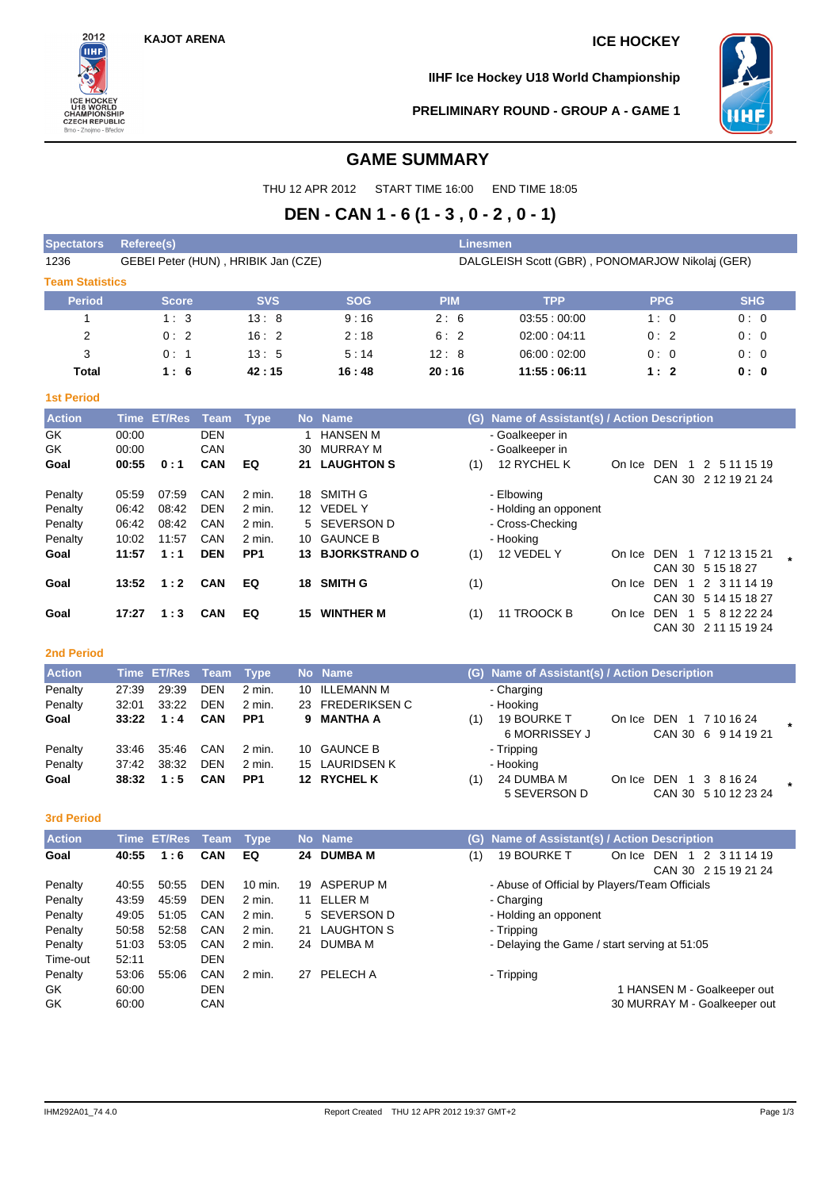KAJOT ARENA

ICE HOCKEY

IIHF Ice Hockey U18 World Championship

PRELIMINARY ROUND - GROUP A - GAME 1

# GAME SUMMARY

THU 12 APR 2012 START TIME 16:00 END TIME 18:05

## DEN - CAN 1 - 6 (1 - 3 , 0 - 2 , 0 - 1)

| Spectators | Referee(s) | Linesmen |
|---|---|---|
| 1236 | GEBEI Peter (HUN) , HRIBIK Jan (CZE) | DALGLEISH Scott (GBR) , PONOMARJOW Nikolaj (GER) |

### Team Statistics

| Period | Score | SVS | SOG | PIM | TPP | PPG | SHG |
|---|---|---|---|---|---|---|---|
| 1 | 1 : 3 | 13 : 8 | 9 : 16 | 2 : 6 | 03:55 : 00:00 | 1 : 0 | 0 : 0 |
| 2 | 0 : 2 | 16 : 2 | 2 : 18 | 6 : 2 | 02:00 : 04:11 | 0 : 2 | 0 : 0 |
| 3 | 0 : 1 | 13 : 5 | 5 : 14 | 12 : 8 | 06:00 : 02:00 | 0 : 0 | 0 : 0 |
| **Total** | **1 : 6** | **42 : 15** | **16 : 48** | **20 : 16** | **11:55 : 06:11** | **1 : 2** | **0 : 0** |

### 1st Period

| Action | Time | ET/Res | Team | Type | No | Name | (G) | Name of Assistant(s) / Action Description | On Ice | |
|---|---|---|---|---|---|---|---|---|---|---|
| GK | 00:00 | | DEN | | 1 | HANSEN M | | - Goalkeeper in | | |
| GK | 00:00 | | CAN | | 30 | MURRAY M | | - Goalkeeper in | | |
| **Goal** | **00:55** | **0 : 1** | **CAN** | **EQ** | **21** | **LAUGHTON S** | (1) | 12 RYCHEL K | DEN 1 2 5 11 15 19<br>CAN 30 2 12 19 21 24 | |
| Penalty | 05:59 | 07:59 | CAN | 2 min. | 18 | SMITH G | | - Elbowing | | |
| Penalty | 06:42 | 08:42 | DEN | 2 min. | 12 | VEDEL Y | | - Holding an opponent | | |
| Penalty | 06:42 | 08:42 | CAN | 2 min. | 5 | SEVERSON D | | - Cross-Checking | | |
| Penalty | 10:02 | 11:57 | CAN | 2 min. | 10 | GAUNCE B | | - Hooking | | |
| **Goal** | **11:57** | **1 : 1** | **DEN** | **PP1** | **13** | **BJORKSTRAND O** | (1) | 12 VEDEL Y | DEN 1 7 12 13 15 21<br>CAN 30 5 15 18 27 | * |
| **Goal** | **13:52** | **1 : 2** | **CAN** | **EQ** | **18** | **SMITH G** | (1) | | DEN 1 2 3 11 14 19<br>CAN 30 5 14 15 18 27 | |
| **Goal** | **17:27** | **1 : 3** | **CAN** | **EQ** | **15** | **WINTHER M** | (1) | 11 TROOCK B | DEN 1 5 8 12 22 24<br>CAN 30 2 11 15 19 24 | |

### 2nd Period

| Action | Time | ET/Res | Team | Type | No | Name | (G) | Name of Assistant(s) / Action Description | On Ice | |
|---|---|---|---|---|---|---|---|---|---|---|
| Penalty | 27:39 | 29:39 | DEN | 2 min. | 10 | ILLEMANN M | | - Charging | | |
| Penalty | 32:01 | 33:22 | DEN | 2 min. | 23 | FREDERIKSEN C | | - Hooking | | |
| **Goal** | **33:22** | **1 : 4** | **CAN** | **PP1** | **9** | **MANTHA A** | (1) | 19 BOURKE T<br>6 MORRISSEY J | DEN 1 7 10 16 24<br>CAN 30 6 9 14 19 21 | * |
| Penalty | 33:46 | 35:46 | CAN | 2 min. | 10 | GAUNCE B | | - Tripping | | |
| Penalty | 37:42 | 38:32 | DEN | 2 min. | 15 | LAURIDSEN K | | - Hooking | | |
| **Goal** | **38:32** | **1 : 5** | **CAN** | **PP1** | **12** | **RYCHEL K** | (1) | 24 DUMBA M<br>5 SEVERSON D | DEN 1 3 8 16 24<br>CAN 30 5 10 12 23 24 | * |

### 3rd Period

| Action | Time | ET/Res | Team | Type | No | Name | (G) | Name of Assistant(s) / Action Description | On Ice | |
|---|---|---|---|---|---|---|---|---|---|---|
| **Goal** | **40:55** | **1 : 6** | **CAN** | **EQ** | **24** | **DUMBA M** | (1) | 19 BOURKE T | DEN 1 2 3 11 14 19<br>CAN 30 2 15 19 21 24 | |
| Penalty | 40:55 | 50:55 | DEN | 10 min. | 19 | ASPERUP M | | - Abuse of Official by Players/Team Officials | | |
| Penalty | 43:59 | 45:59 | DEN | 2 min. | 11 | ELLER M | | - Charging | | |
| Penalty | 49:05 | 51:05 | CAN | 2 min. | 5 | SEVERSON D | | - Holding an opponent | | |
| Penalty | 50:58 | 52:58 | CAN | 2 min. | 21 | LAUGHTON S | | - Tripping | | |
| Penalty | 51:03 | 53:05 | CAN | 2 min. | 24 | DUMBA M | | - Delaying the Game / start serving at 51:05 | | |
| Time-out | 52:11 | | DEN | | | | | | | |
| Penalty | 53:06 | 55:06 | CAN | 2 min. | 27 | PELECH A | | - Tripping | | |
| GK | 60:00 | | DEN | | | | | 1 HANSEN M - Goalkeeper out | | |
| GK | 60:00 | | CAN | | | | | 30 MURRAY M - Goalkeeper out | | |

IHM292A01_74 4.0 Report Created THU 12 APR 2012 19:37 GMT+2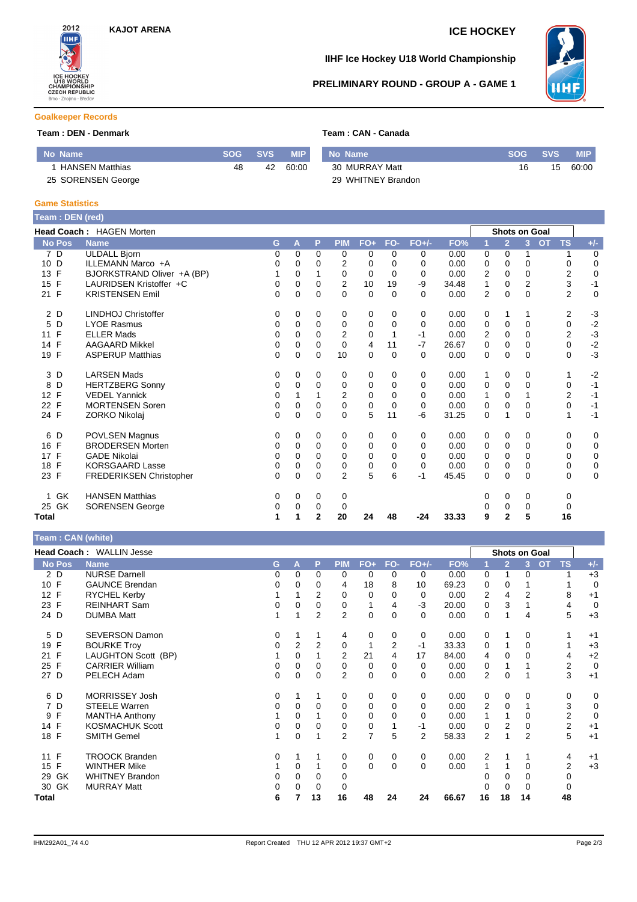KAJOT ARENA

ICE HOCKEY

IIHF Ice Hockey U18 World Championship

PRELIMINARY ROUND - GROUP A - GAME 1

## Goalkeeper Records

**Team : DEN - Denmark**

| No | Name | SOG | SVS | MIP |
|---|---|---|---|---|
| 1 | HANSEN Matthias | 48 | 42 | 60:00 |
| 25 | SORENSEN George | | | |

**Team : CAN - Canada**

| No | Name | SOG | SVS | MIP |
|---|---|---|---|---|
| 30 | MURRAY Matt | 16 | 15 | 60:00 |
| 29 | WHITNEY Brandon | | | |

## Game Statistics

### Team : DEN (red)

**Head Coach :** HAGEN Morten

| No | Pos | Name | G | A | P | PIM | FO+ | FO- | FO+/- | FO% | Shots on Goal 1 | 2 | 3 | OT | TS | +/- |
|---|---|---|---|---|---|---|---|---|---|---|---|---|---|---|---|---|
| 7 | D | ULDALL Bjorn | 0 | 0 | 0 | 0 | 0 | 0 | 0 | 0.00 | 0 | 0 | 1 | | 1 | 0 |
| 10 | D | ILLEMANN Marco +A | 0 | 0 | 0 | 2 | 0 | 0 | 0 | 0.00 | 0 | 0 | 0 | | 0 | 0 |
| 13 | F | BJORKSTRAND Oliver +A (BP) | 1 | 0 | 1 | 0 | 0 | 0 | 0 | 0.00 | 2 | 0 | 0 | | 2 | 0 |
| 15 | F | LAURIDSEN Kristoffer +C | 0 | 0 | 0 | 2 | 10 | 19 | -9 | 34.48 | 1 | 0 | 2 | | 3 | -1 |
| 21 | F | KRISTENSEN Emil | 0 | 0 | 0 | 0 | 0 | 0 | 0 | 0.00 | 2 | 0 | 0 | | 2 | 0 |
| 2 | D | LINDHOJ Christoffer | 0 | 0 | 0 | 0 | 0 | 0 | 0 | 0.00 | 0 | 1 | 1 | | 2 | -3 |
| 5 | D | LYOE Rasmus | 0 | 0 | 0 | 0 | 0 | 0 | 0 | 0.00 | 0 | 0 | 0 | | 0 | -2 |
| 11 | F | ELLER Mads | 0 | 0 | 0 | 2 | 0 | 1 | -1 | 0.00 | 2 | 0 | 0 | | 2 | -3 |
| 14 | F | AAGAARD Mikkel | 0 | 0 | 0 | 0 | 4 | 11 | -7 | 26.67 | 0 | 0 | 0 | | 0 | -2 |
| 19 | F | ASPERUP Matthias | 0 | 0 | 0 | 10 | 0 | 0 | 0 | 0.00 | 0 | 0 | 0 | | 0 | -3 |
| 3 | D | LARSEN Mads | 0 | 0 | 0 | 0 | 0 | 0 | 0 | 0.00 | 1 | 0 | 0 | | 1 | -2 |
| 8 | D | HERTZBERG Sonny | 0 | 0 | 0 | 0 | 0 | 0 | 0 | 0.00 | 0 | 0 | 0 | | 0 | -1 |
| 12 | F | VEDEL Yannick | 0 | 1 | 1 | 2 | 0 | 0 | 0 | 0.00 | 1 | 0 | 1 | | 2 | -1 |
| 22 | F | MORTENSEN Soren | 0 | 0 | 0 | 0 | 0 | 0 | 0 | 0.00 | 0 | 0 | 0 | | 0 | -1 |
| 24 | F | ZORKO Nikolaj | 0 | 0 | 0 | 0 | 5 | 11 | -6 | 31.25 | 0 | 1 | 0 | | 1 | -1 |
| 6 | D | POVLSEN Magnus | 0 | 0 | 0 | 0 | 0 | 0 | 0 | 0.00 | 0 | 0 | 0 | | 0 | 0 |
| 16 | F | BRODERSEN Morten | 0 | 0 | 0 | 0 | 0 | 0 | 0 | 0.00 | 0 | 0 | 0 | | 0 | 0 |
| 17 | F | GADE Nikolai | 0 | 0 | 0 | 0 | 0 | 0 | 0 | 0.00 | 0 | 0 | 0 | | 0 | 0 |
| 18 | F | KORSGAARD Lasse | 0 | 0 | 0 | 0 | 0 | 0 | 0 | 0.00 | 0 | 0 | 0 | | 0 | 0 |
| 23 | F | FREDERIKSEN Christopher | 0 | 0 | 0 | 2 | 5 | 6 | -1 | 45.45 | 0 | 0 | 0 | | 0 | 0 |
| 1 | GK | HANSEN Matthias | 0 | 0 | 0 | 0 | | | | | 0 | 0 | 0 | | 0 | |
| 25 | GK | SORENSEN George | 0 | 0 | 0 | 0 | | | | | 0 | 0 | 0 | | 0 | |
| **Total** | | | **1** | **1** | **2** | **20** | **24** | **48** | **-24** | **33.33** | **9** | **2** | **5** | | **16** | |

### Team : CAN (white)

**Head Coach :** WALLIN Jesse

| No | Pos | Name | G | A | P | PIM | FO+ | FO- | FO+/- | FO% | Shots on Goal 1 | 2 | 3 | OT | TS | +/- |
|---|---|---|---|---|---|---|---|---|---|---|---|---|---|---|---|---|
| 2 | D | NURSE Darnell | 0 | 0 | 0 | 0 | 0 | 0 | 0 | 0.00 | 0 | 1 | 0 | | 1 | +3 |
| 10 | F | GAUNCE Brendan | 0 | 0 | 0 | 4 | 18 | 8 | 10 | 69.23 | 0 | 0 | 1 | | 1 | 0 |
| 12 | F | RYCHEL Kerby | 1 | 1 | 2 | 0 | 0 | 0 | 0 | 0.00 | 2 | 4 | 2 | | 8 | +1 |
| 23 | F | REINHART Sam | 0 | 0 | 0 | 0 | 1 | 4 | -3 | 20.00 | 0 | 3 | 1 | | 4 | 0 |
| 24 | D | DUMBA Matt | 1 | 1 | 2 | 2 | 0 | 0 | 0 | 0.00 | 0 | 1 | 4 | | 5 | +3 |
| 5 | D | SEVERSON Damon | 0 | 1 | 1 | 4 | 0 | 0 | 0 | 0.00 | 0 | 1 | 0 | | 1 | +1 |
| 19 | F | BOURKE Troy | 0 | 2 | 2 | 0 | 1 | 2 | -1 | 33.33 | 0 | 1 | 0 | | 1 | +3 |
| 21 | F | LAUGHTON Scott (BP) | 1 | 0 | 1 | 2 | 21 | 4 | 17 | 84.00 | 4 | 0 | 0 | | 4 | +2 |
| 25 | F | CARRIER William | 0 | 0 | 0 | 0 | 0 | 0 | 0 | 0.00 | 0 | 1 | 1 | | 2 | 0 |
| 27 | D | PELECH Adam | 0 | 0 | 0 | 2 | 0 | 0 | 0 | 0.00 | 2 | 0 | 1 | | 3 | +1 |
| 6 | D | MORRISSEY Josh | 0 | 1 | 1 | 0 | 0 | 0 | 0 | 0.00 | 0 | 0 | 0 | | 0 | 0 |
| 7 | D | STEELE Warren | 0 | 0 | 0 | 0 | 0 | 0 | 0 | 0.00 | 2 | 0 | 1 | | 3 | 0 |
| 9 | F | MANTHA Anthony | 1 | 0 | 1 | 0 | 0 | 0 | 0 | 0.00 | 1 | 1 | 0 | | 2 | 0 |
| 14 | F | KOSMACHUK Scott | 0 | 0 | 0 | 0 | 0 | 1 | -1 | 0.00 | 0 | 2 | 0 | | 2 | +1 |
| 18 | F | SMITH Gemel | 1 | 0 | 1 | 2 | 7 | 5 | 2 | 58.33 | 2 | 1 | 2 | | 5 | +1 |
| 11 | F | TROOCK Branden | 0 | 1 | 1 | 0 | 0 | 0 | 0 | 0.00 | 2 | 1 | 1 | | 4 | +1 |
| 15 | F | WINTHER Mike | 1 | 0 | 1 | 0 | 0 | 0 | 0 | 0.00 | 1 | 1 | 0 | | 2 | +3 |
| 29 | GK | WHITNEY Brandon | 0 | 0 | 0 | 0 | | | | | 0 | 0 | 0 | | 0 | |
| 30 | GK | MURRAY Matt | 0 | 0 | 0 | 0 | | | | | 0 | 0 | 0 | | 0 | |
| **Total** | | | **6** | **7** | **13** | **16** | **48** | **24** | **24** | **66.67** | **16** | **18** | **14** | | **48** | |

IHM292A01_74 4.0 Report Created THU 12 APR 2012 19:37 GMT+2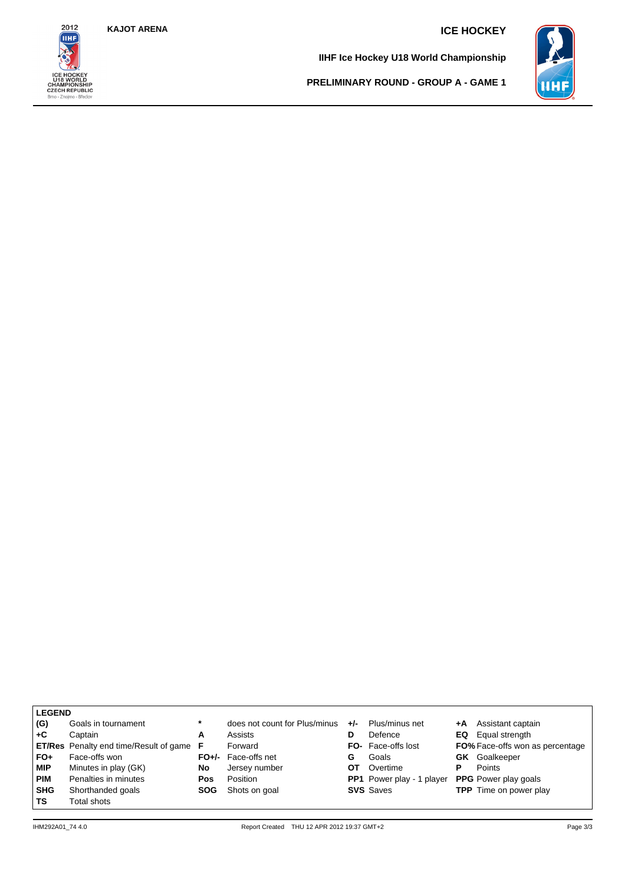## LEGEND

| | | | | | | | |
|---|---|---|---|---|---|---|---|
| **(G)** | Goals in tournament | ***** | does not count for Plus/minus | **+/-** | Plus/minus net | **+A** | Assistant captain |
| **+C** | Captain | **A** | Assists | **D** | Defence | **EQ** | Equal strength |
| **ET/Res** | Penalty end time/Result of game | **F** | Forward | **FO-** | Face-offs lost | **FO%** | Face-offs won as percentage |
| **FO+** | Face-offs won | **FO+/-** | Face-offs net | **G** | Goals | **GK** | Goalkeeper |
| **MIP** | Minutes in play (GK) | **No** | Jersey number | **OT** | Overtime | **P** | Points |
| **PIM** | Penalties in minutes | **Pos** | Position | **PP1** | Power play - 1 player | **PPG** | Power play goals |
| **SHG** | Shorthanded goals | **SOG** | Shots on goal | **SVS** | Saves | **TPP** | Time on power play |
| **TS** | Total shots | | | | | | |

IHM292A01_74 4.0 — Report Created THU 12 APR 2012 19:37 GMT+2